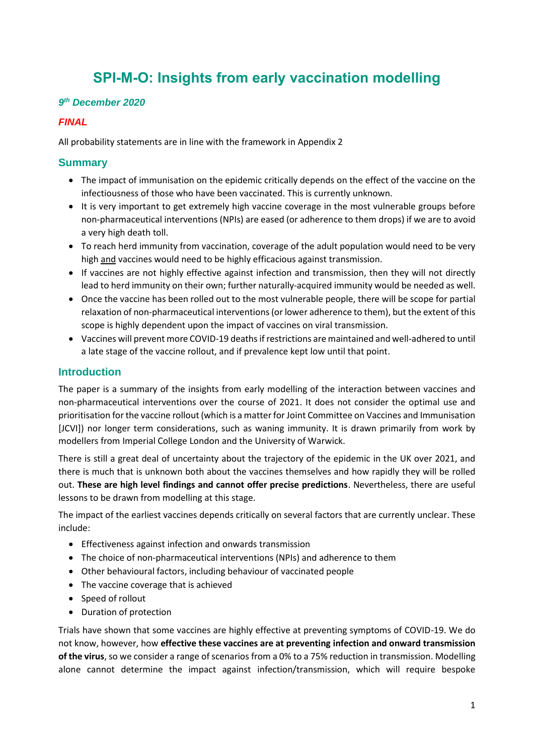# SPI-M-O: Insights from early vaccination modelling

***9th December 2020***

***FINAL***

All probability statements are in line with the framework in Appendix 2

## Summary

- The impact of immunisation on the epidemic critically depends on the effect of the vaccine on the infectiousness of those who have been vaccinated. This is currently unknown.
- It is very important to get extremely high vaccine coverage in the most vulnerable groups before non-pharmaceutical interventions (NPIs) are eased (or adherence to them drops) if we are to avoid a very high death toll.
- To reach herd immunity from vaccination, coverage of the adult population would need to be very high and vaccines would need to be highly efficacious against transmission.
- If vaccines are not highly effective against infection and transmission, then they will not directly lead to herd immunity on their own; further naturally-acquired immunity would be needed as well.
- Once the vaccine has been rolled out to the most vulnerable people, there will be scope for partial relaxation of non-pharmaceutical interventions (or lower adherence to them), but the extent of this scope is highly dependent upon the impact of vaccines on viral transmission.
- Vaccines will prevent more COVID-19 deaths if restrictions are maintained and well-adhered to until a late stage of the vaccine rollout, and if prevalence kept low until that point.

## Introduction

The paper is a summary of the insights from early modelling of the interaction between vaccines and non-pharmaceutical interventions over the course of 2021. It does not consider the optimal use and prioritisation for the vaccine rollout (which is a matter for Joint Committee on Vaccines and Immunisation [JCVI]) nor longer term considerations, such as waning immunity. It is drawn primarily from work by modellers from Imperial College London and the University of Warwick.

There is still a great deal of uncertainty about the trajectory of the epidemic in the UK over 2021, and there is much that is unknown both about the vaccines themselves and how rapidly they will be rolled out. **These are high level findings and cannot offer precise predictions**. Nevertheless, there are useful lessons to be drawn from modelling at this stage.

The impact of the earliest vaccines depends critically on several factors that are currently unclear. These include:

- Effectiveness against infection and onwards transmission
- The choice of non-pharmaceutical interventions (NPIs) and adherence to them
- Other behavioural factors, including behaviour of vaccinated people
- The vaccine coverage that is achieved
- Speed of rollout
- Duration of protection

Trials have shown that some vaccines are highly effective at preventing symptoms of COVID-19. We do not know, however, how **effective these vaccines are at preventing infection and onward transmission of the virus**, so we consider a range of scenarios from a 0% to a 75% reduction in transmission. Modelling alone cannot determine the impact against infection/transmission, which will require bespoke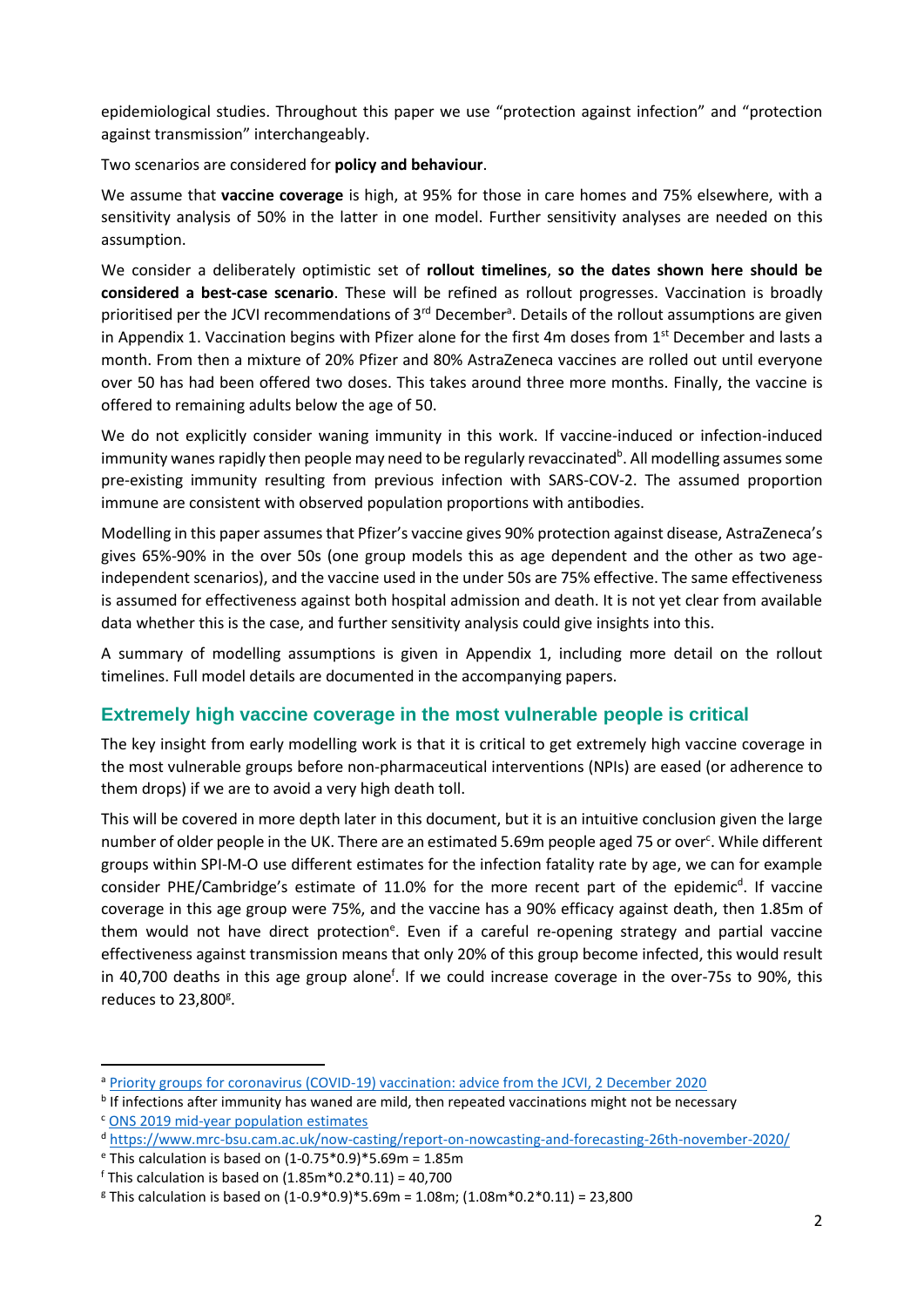epidemiological studies. Throughout this paper we use "protection against infection" and "protection against transmission" interchangeably.

Two scenarios are considered for **policy and behaviour**.

We assume that **vaccine coverage** is high, at 95% for those in care homes and 75% elsewhere, with a sensitivity analysis of 50% in the latter in one model. Further sensitivity analyses are needed on this assumption.

We consider a deliberately optimistic set of **rollout timelines**, **so the dates shown here should be considered a best-case scenario**. These will be refined as rollout progresses. Vaccination is broadly prioritised per the JCVI recommendations of 3rd December[a]. Details of the rollout assumptions are given in Appendix 1. Vaccination begins with Pfizer alone for the first 4m doses from 1st December and lasts a month. From then a mixture of 20% Pfizer and 80% AstraZeneca vaccines are rolled out until everyone over 50 has had been offered two doses. This takes around three more months. Finally, the vaccine is offered to remaining adults below the age of 50.

We do not explicitly consider waning immunity in this work. If vaccine-induced or infection-induced immunity wanes rapidly then people may need to be regularly revaccinated[b]. All modelling assumes some pre-existing immunity resulting from previous infection with SARS-COV-2. The assumed proportion immune are consistent with observed population proportions with antibodies.

Modelling in this paper assumes that Pfizer's vaccine gives 90% protection against disease, AstraZeneca's gives 65%-90% in the over 50s (one group models this as age dependent and the other as two age-independent scenarios), and the vaccine used in the under 50s are 75% effective. The same effectiveness is assumed for effectiveness against both hospital admission and death. It is not yet clear from available data whether this is the case, and further sensitivity analysis could give insights into this.

A summary of modelling assumptions is given in Appendix 1, including more detail on the rollout timelines. Full model details are documented in the accompanying papers.

## Extremely high vaccine coverage in the most vulnerable people is critical

The key insight from early modelling work is that it is critical to get extremely high vaccine coverage in the most vulnerable groups before non-pharmaceutical interventions (NPIs) are eased (or adherence to them drops) if we are to avoid a very high death toll.

This will be covered in more depth later in this document, but it is an intuitive conclusion given the large number of older people in the UK. There are an estimated 5.69m people aged 75 or over[c]. While different groups within SPI-M-O use different estimates for the infection fatality rate by age, we can for example consider PHE/Cambridge's estimate of 11.0% for the more recent part of the epidemic[d]. If vaccine coverage in this age group were 75%, and the vaccine has a 90% efficacy against death, then 1.85m of them would not have direct protection[e]. Even if a careful re-opening strategy and partial vaccine effectiveness against transmission means that only 20% of this group become infected, this would result in 40,700 deaths in this age group alone[f]. If we could increase coverage in the over-75s to 90%, this reduces to 23,800[g].

---

[a] Priority groups for coronavirus (COVID-19) vaccination: advice from the JCVI, 2 December 2020

[b] If infections after immunity has waned are mild, then repeated vaccinations might not be necessary

[c] ONS 2019 mid-year population estimates

[d] https://www.mrc-bsu.cam.ac.uk/now-casting/report-on-nowcasting-and-forecasting-26th-november-2020/

[e] This calculation is based on $(1-0.75*0.9)*5.69\text{m} = 1.85\text{m}$

[f] This calculation is based on $(1.85\text{m}*0.2*0.11) = 40{,}700$

[g] This calculation is based on $(1-0.9*0.9)*5.69\text{m} = 1.08\text{m}$; $(1.08\text{m}*0.2*0.11) = 23{,}800$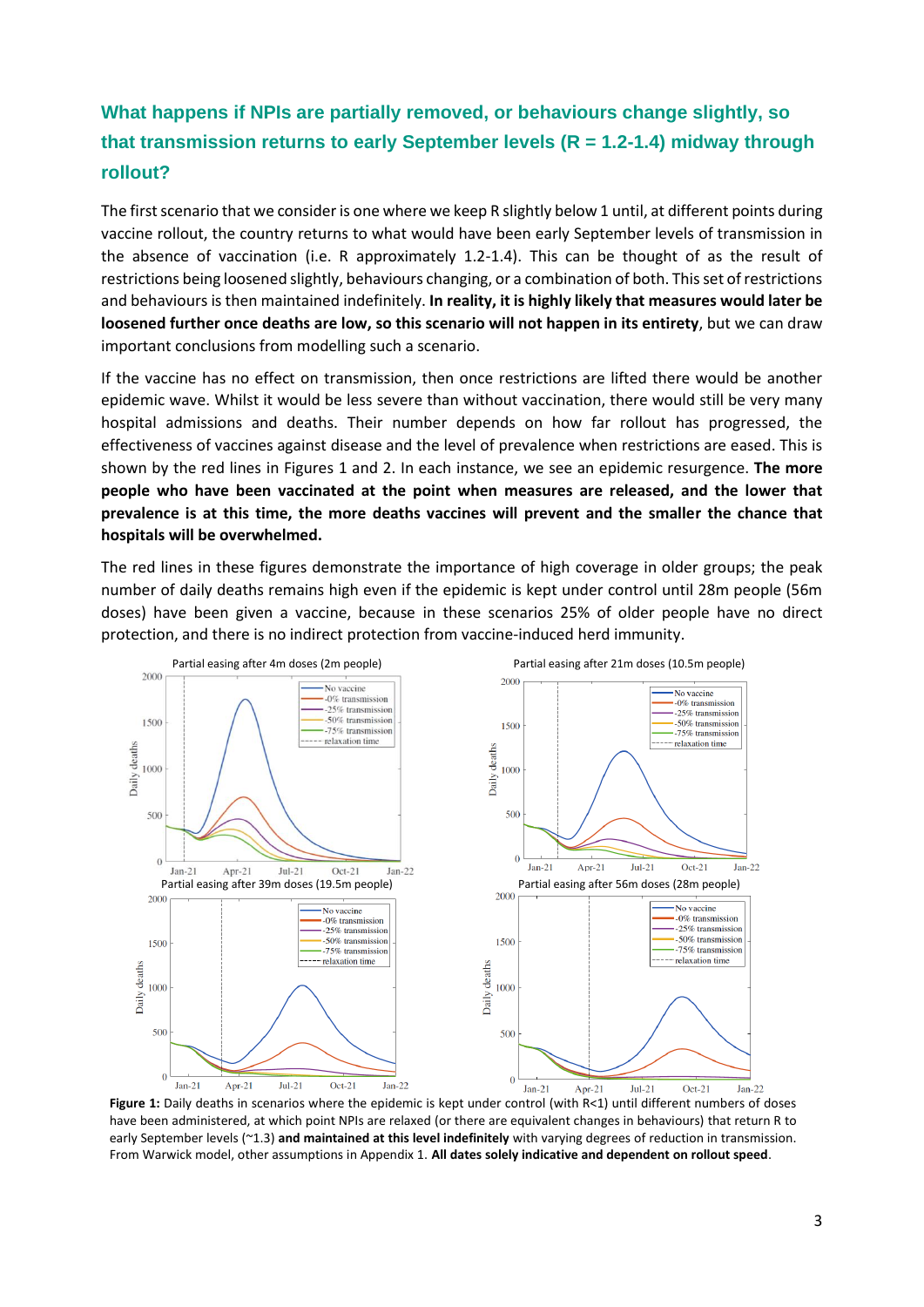## What happens if NPIs are partially removed, or behaviours change slightly, so that transmission returns to early September levels (R = 1.2-1.4) midway through rollout?

The first scenario that we consider is one where we keep R slightly below 1 until, at different points during vaccine rollout, the country returns to what would have been early September levels of transmission in the absence of vaccination (i.e. R approximately 1.2-1.4). This can be thought of as the result of restrictions being loosened slightly, behaviours changing, or a combination of both. This set of restrictions and behaviours is then maintained indefinitely. **In reality, it is highly likely that measures would later be loosened further once deaths are low, so this scenario will not happen in its entirety**, but we can draw important conclusions from modelling such a scenario.

If the vaccine has no effect on transmission, then once restrictions are lifted there would be another epidemic wave. Whilst it would be less severe than without vaccination, there would still be very many hospital admissions and deaths. Their number depends on how far rollout has progressed, the effectiveness of vaccines against disease and the level of prevalence when restrictions are eased. This is shown by the red lines in Figures 1 and 2. In each instance, we see an epidemic resurgence. **The more people who have been vaccinated at the point when measures are released, and the lower that prevalence is at this time, the more deaths vaccines will prevent and the smaller the chance that hospitals will be overwhelmed.**

The red lines in these figures demonstrate the importance of high coverage in older groups; the peak number of daily deaths remains high even if the epidemic is kept under control until 28m people (56m doses) have been given a vaccine, because in these scenarios 25% of older people have no direct protection, and there is no indirect protection from vaccine-induced herd immunity.

**Figure 1:** Daily deaths in scenarios where the epidemic is kept under control (with R<1) until different numbers of doses have been administered, at which point NPIs are relaxed (or there are equivalent changes in behaviours) that return R to early September levels (~1.3) **and maintained at this level indefinitely** with varying degrees of reduction in transmission. From Warwick model, other assumptions in Appendix 1. **All dates solely indicative and dependent on rollout speed**.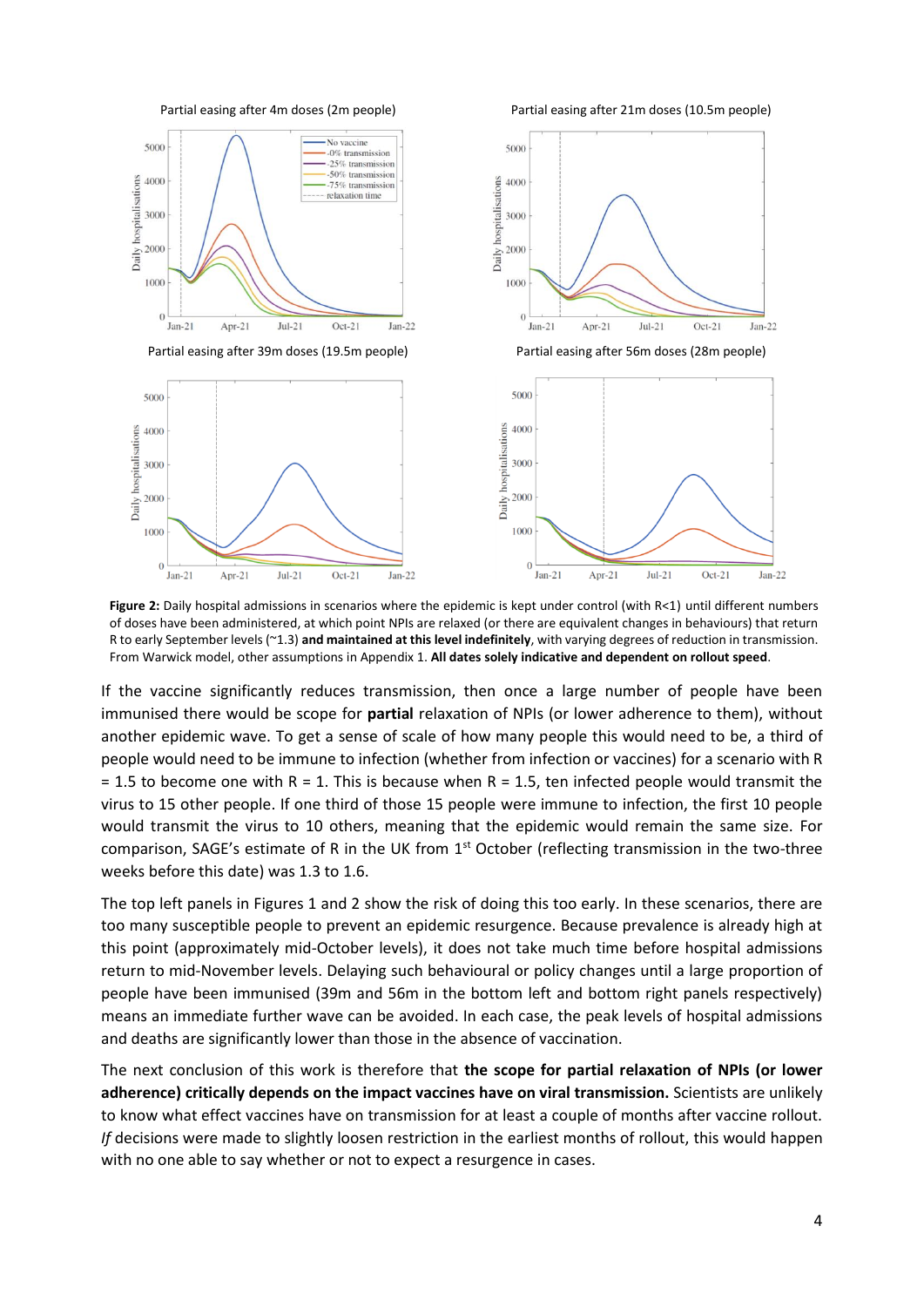Partial easing after 4m doses (2m people)

Partial easing after 21m doses (10.5m people)

Partial easing after 39m doses (19.5m people)

Partial easing after 56m doses (28m people)

**Figure 2:** Daily hospital admissions in scenarios where the epidemic is kept under control (with R<1) until different numbers of doses have been administered, at which point NPIs are relaxed (or there are equivalent changes in behaviours) that return R to early September levels (~1.3) **and maintained at this level indefinitely**, with varying degrees of reduction in transmission. From Warwick model, other assumptions in Appendix 1. **All dates solely indicative and dependent on rollout speed**.

If the vaccine significantly reduces transmission, then once a large number of people have been immunised there would be scope for **partial** relaxation of NPIs (or lower adherence to them), without another epidemic wave. To get a sense of scale of how many people this would need to be, a third of people would need to be immune to infection (whether from infection or vaccines) for a scenario with R = 1.5 to become one with R = 1. This is because when R = 1.5, ten infected people would transmit the virus to 15 other people. If one third of those 15 people were immune to infection, the first 10 people would transmit the virus to 10 others, meaning that the epidemic would remain the same size. For comparison, SAGE's estimate of R in the UK from 1st October (reflecting transmission in the two-three weeks before this date) was 1.3 to 1.6.

The top left panels in Figures 1 and 2 show the risk of doing this too early. In these scenarios, there are too many susceptible people to prevent an epidemic resurgence. Because prevalence is already high at this point (approximately mid-October levels), it does not take much time before hospital admissions return to mid-November levels. Delaying such behavioural or policy changes until a large proportion of people have been immunised (39m and 56m in the bottom left and bottom right panels respectively) means an immediate further wave can be avoided. In each case, the peak levels of hospital admissions and deaths are significantly lower than those in the absence of vaccination.

The next conclusion of this work is therefore that **the scope for partial relaxation of NPIs (or lower adherence) critically depends on the impact vaccines have on viral transmission.** Scientists are unlikely to know what effect vaccines have on transmission for at least a couple of months after vaccine rollout. *If* decisions were made to slightly loosen restriction in the earliest months of rollout, this would happen with no one able to say whether or not to expect a resurgence in cases.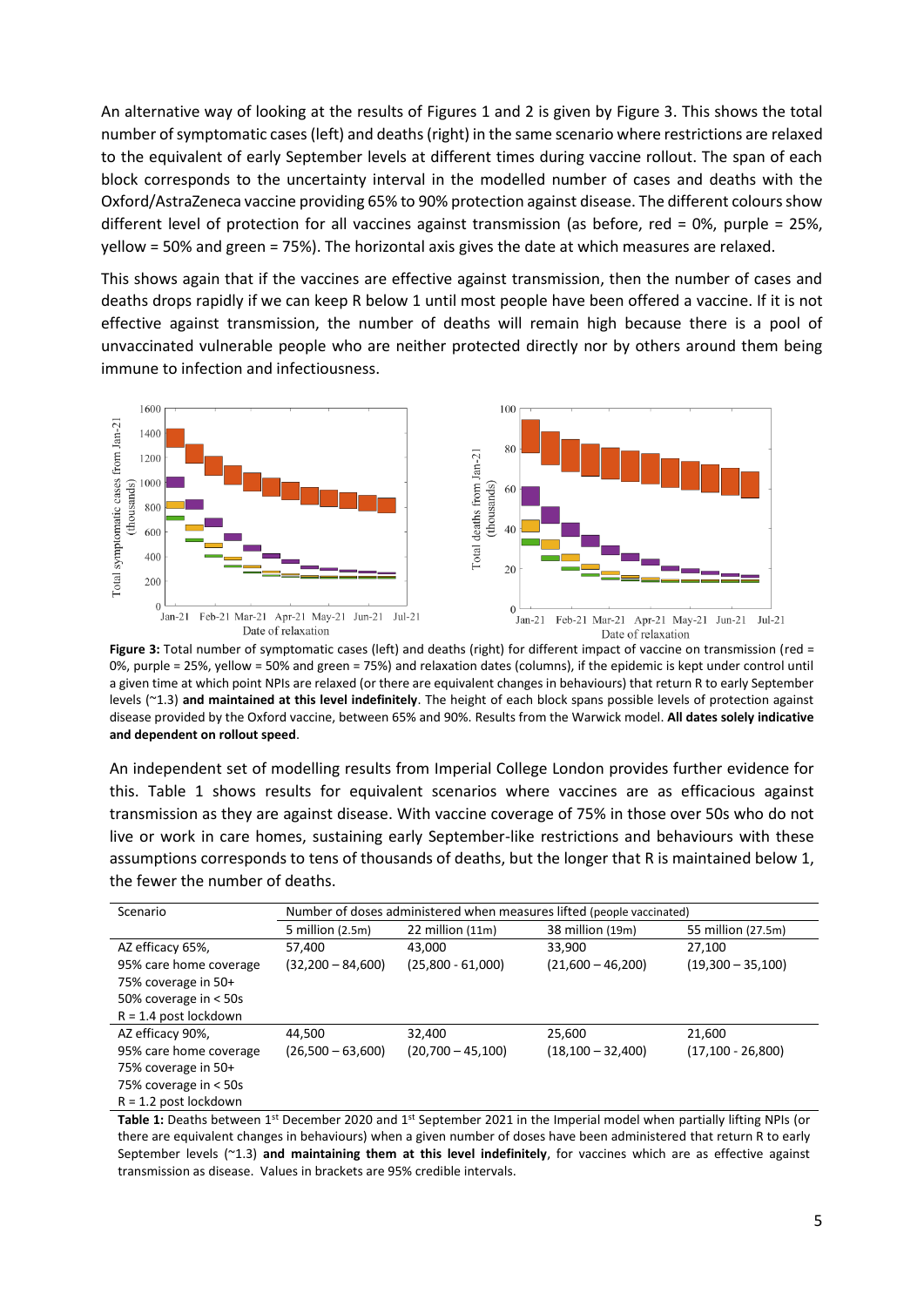An alternative way of looking at the results of Figures 1 and 2 is given by Figure 3. This shows the total number of symptomatic cases (left) and deaths (right) in the same scenario where restrictions are relaxed to the equivalent of early September levels at different times during vaccine rollout. The span of each block corresponds to the uncertainty interval in the modelled number of cases and deaths with the Oxford/AstraZeneca vaccine providing 65% to 90% protection against disease. The different colours show different level of protection for all vaccines against transmission (as before, red = 0%, purple = 25%, yellow = 50% and green = 75%). The horizontal axis gives the date at which measures are relaxed.

This shows again that if the vaccines are effective against transmission, then the number of cases and deaths drops rapidly if we can keep R below 1 until most people have been offered a vaccine. If it is not effective against transmission, the number of deaths will remain high because there is a pool of unvaccinated vulnerable people who are neither protected directly nor by others around them being immune to infection and infectiousness.

**Figure 3:** Total number of symptomatic cases (left) and deaths (right) for different impact of vaccine on transmission (red = 0%, purple = 25%, yellow = 50% and green = 75%) and relaxation dates (columns), if the epidemic is kept under control until a given time at which point NPIs are relaxed (or there are equivalent changes in behaviours) that return R to early September levels (~1.3) **and maintained at this level indefinitely**. The height of each block spans possible levels of protection against disease provided by the Oxford vaccine, between 65% and 90%. Results from the Warwick model. **All dates solely indicative and dependent on rollout speed**.

An independent set of modelling results from Imperial College London provides further evidence for this. Table 1 shows results for equivalent scenarios where vaccines are as efficacious against transmission as they are against disease. With vaccine coverage of 75% in those over 50s who do not live or work in care homes, sustaining early September-like restrictions and behaviours with these assumptions corresponds to tens of thousands of deaths, but the longer that R is maintained below 1, the fewer the number of deaths.

| Scenario | Number of doses administered when measures lifted (people vaccinated) | | | |
|---|---|---|---|---|
| | 5 million (2.5m) | 22 million (11m) | 38 million (19m) | 55 million (27.5m) |
| AZ efficacy 65%,<br>95% care home coverage<br>75% coverage in 50+<br>50% coverage in < 50s<br>R = 1.4 post lockdown | 57,400<br>(32,200 – 84,600) | 43,000<br>(25,800 - 61,000) | 33,900<br>(21,600 – 46,200) | 27,100<br>(19,300 – 35,100) |
| AZ efficacy 90%,<br>95% care home coverage<br>75% coverage in 50+<br>75% coverage in < 50s<br>R = 1.2 post lockdown | 44,500<br>(26,500 – 63,600) | 32,400<br>(20,700 – 45,100) | 25,600<br>(18,100 – 32,400) | 21,600<br>(17,100 - 26,800) |

**Table 1:** Deaths between 1st December 2020 and 1st September 2021 in the Imperial model when partially lifting NPIs (or there are equivalent changes in behaviours) when a given number of doses have been administered that return R to early September levels (~1.3) **and maintaining them at this level indefinitely**, for vaccines which are as effective against transmission as disease. Values in brackets are 95% credible intervals.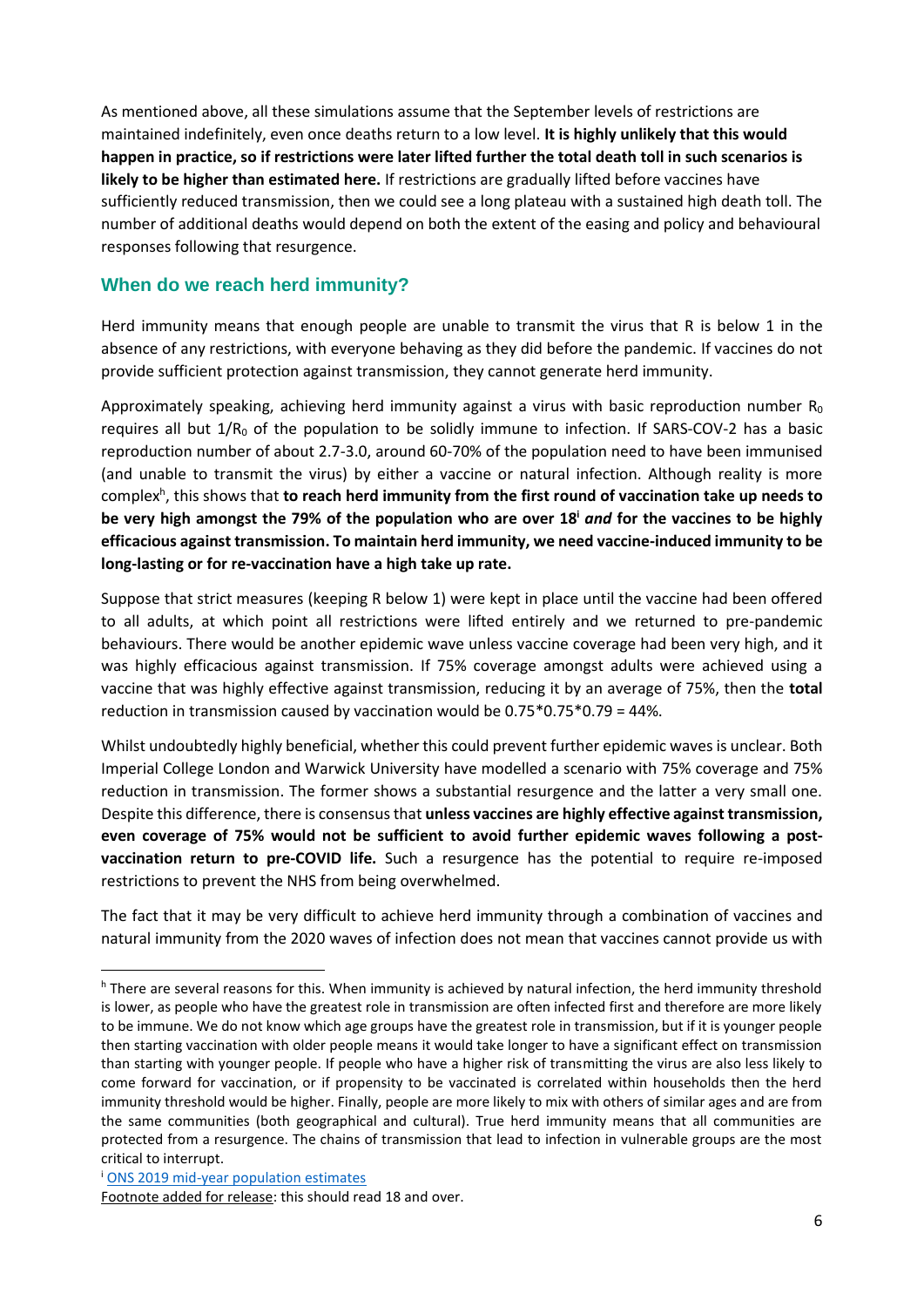As mentioned above, all these simulations assume that the September levels of restrictions are maintained indefinitely, even once deaths return to a low level. **It is highly unlikely that this would happen in practice, so if restrictions were later lifted further the total death toll in such scenarios is likely to be higher than estimated here.** If restrictions are gradually lifted before vaccines have sufficiently reduced transmission, then we could see a long plateau with a sustained high death toll. The number of additional deaths would depend on both the extent of the easing and policy and behavioural responses following that resurgence.

## When do we reach herd immunity?

Herd immunity means that enough people are unable to transmit the virus that R is below 1 in the absence of any restrictions, with everyone behaving as they did before the pandemic. If vaccines do not provide sufficient protection against transmission, they cannot generate herd immunity.

Approximately speaking, achieving herd immunity against a virus with basic reproduction number $R_0$ requires all but $1/R_0$ of the population to be solidly immune to infection. If SARS-COV-2 has a basic reproduction number of about 2.7-3.0, around 60-70% of the population need to have been immunised (and unable to transmit the virus) by either a vaccine or natural infection. Although reality is more complex[h], this shows that **to reach herd immunity from the first round of vaccination take up needs to be very high amongst the 79% of the population who are over 18[i] *and* for the vaccines to be highly efficacious against transmission. To maintain herd immunity, we need vaccine-induced immunity to be long-lasting or for re-vaccination have a high take up rate.**

Suppose that strict measures (keeping R below 1) were kept in place until the vaccine had been offered to all adults, at which point all restrictions were lifted entirely and we returned to pre-pandemic behaviours. There would be another epidemic wave unless vaccine coverage had been very high, and it was highly efficacious against transmission. If 75% coverage amongst adults were achieved using a vaccine that was highly effective against transmission, reducing it by an average of 75%, then the **total** reduction in transmission caused by vaccination would be 0.75\*0.75\*0.79 = 44%.

Whilst undoubtedly highly beneficial, whether this could prevent further epidemic waves is unclear. Both Imperial College London and Warwick University have modelled a scenario with 75% coverage and 75% reduction in transmission. The former shows a substantial resurgence and the latter a very small one. Despite this difference, there is consensus that **unless vaccines are highly effective against transmission, even coverage of 75% would not be sufficient to avoid further epidemic waves following a post-vaccination return to pre-COVID life.** Such a resurgence has the potential to require re-imposed restrictions to prevent the NHS from being overwhelmed.

The fact that it may be very difficult to achieve herd immunity through a combination of vaccines and natural immunity from the 2020 waves of infection does not mean that vaccines cannot provide us with

---

[h] There are several reasons for this. When immunity is achieved by natural infection, the herd immunity threshold is lower, as people who have the greatest role in transmission are often infected first and therefore are more likely to be immune. We do not know which age groups have the greatest role in transmission, but if it is younger people then starting vaccination with older people means it would take longer to have a significant effect on transmission than starting with younger people. If people who have a higher risk of transmitting the virus are also less likely to come forward for vaccination, or if propensity to be vaccinated is correlated within households then the herd immunity threshold would be higher. Finally, people are more likely to mix with others of similar ages and are from the same communities (both geographical and cultural). True herd immunity means that all communities are protected from a resurgence. The chains of transmission that lead to infection in vulnerable groups are the most critical to interrupt.

[i] ONS 2019 mid-year population estimates

Footnote added for release: this should read 18 and over.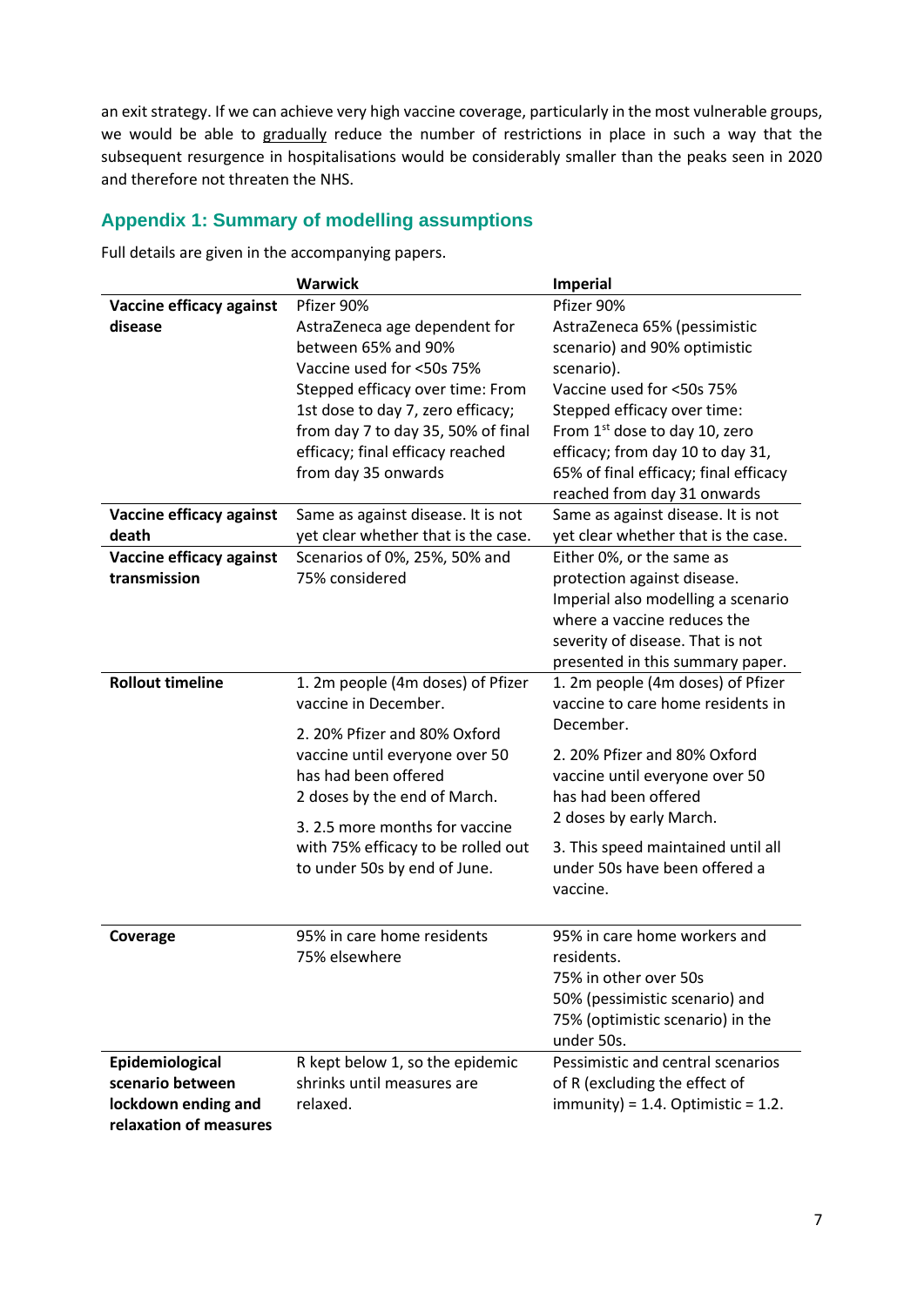an exit strategy. If we can achieve very high vaccine coverage, particularly in the most vulnerable groups, we would be able to gradually reduce the number of restrictions in place in such a way that the subsequent resurgence in hospitalisations would be considerably smaller than the peaks seen in 2020 and therefore not threaten the NHS.

## Appendix 1: Summary of modelling assumptions

Full details are given in the accompanying papers.

| | Warwick | Imperial |
|---|---|---|
| **Vaccine efficacy against disease** | Pfizer 90%<br>AstraZeneca age dependent for between 65% and 90%<br>Vaccine used for <50s 75%<br>Stepped efficacy over time: From 1st dose to day 7, zero efficacy; from day 7 to day 35, 50% of final efficacy; final efficacy reached from day 35 onwards | Pfizer 90%<br>AstraZeneca 65% (pessimistic scenario) and 90% optimistic scenario).<br>Vaccine used for <50s 75%<br>Stepped efficacy over time: From 1st dose to day 10, zero efficacy; from day 10 to day 31, 65% of final efficacy; final efficacy reached from day 31 onwards |
| **Vaccine efficacy against death** | Same as against disease. It is not yet clear whether that is the case. | Same as against disease. It is not yet clear whether that is the case. |
| **Vaccine efficacy against transmission** | Scenarios of 0%, 25%, 50% and 75% considered | Either 0%, or the same as protection against disease. Imperial also modelling a scenario where a vaccine reduces the severity of disease. That is not presented in this summary paper. |
| **Rollout timeline** | 1. 2m people (4m doses) of Pfizer vaccine in December.<br>2. 20% Pfizer and 80% Oxford vaccine until everyone over 50 has had been offered 2 doses by the end of March.<br>3. 2.5 more months for vaccine with 75% efficacy to be rolled out to under 50s by end of June. | 1. 2m people (4m doses) of Pfizer vaccine to care home residents in December.<br>2. 20% Pfizer and 80% Oxford vaccine until everyone over 50 has had been offered 2 doses by early March.<br>3. This speed maintained until all under 50s have been offered a vaccine. |
| **Coverage** | 95% in care home residents<br>75% elsewhere | 95% in care home workers and residents.<br>75% in other over 50s<br>50% (pessimistic scenario) and 75% (optimistic scenario) in the under 50s. |
| **Epidemiological scenario between lockdown ending and relaxation of measures** | R kept below 1, so the epidemic shrinks until measures are relaxed. | Pessimistic and central scenarios of R (excluding the effect of immunity) = 1.4. Optimistic = 1.2. |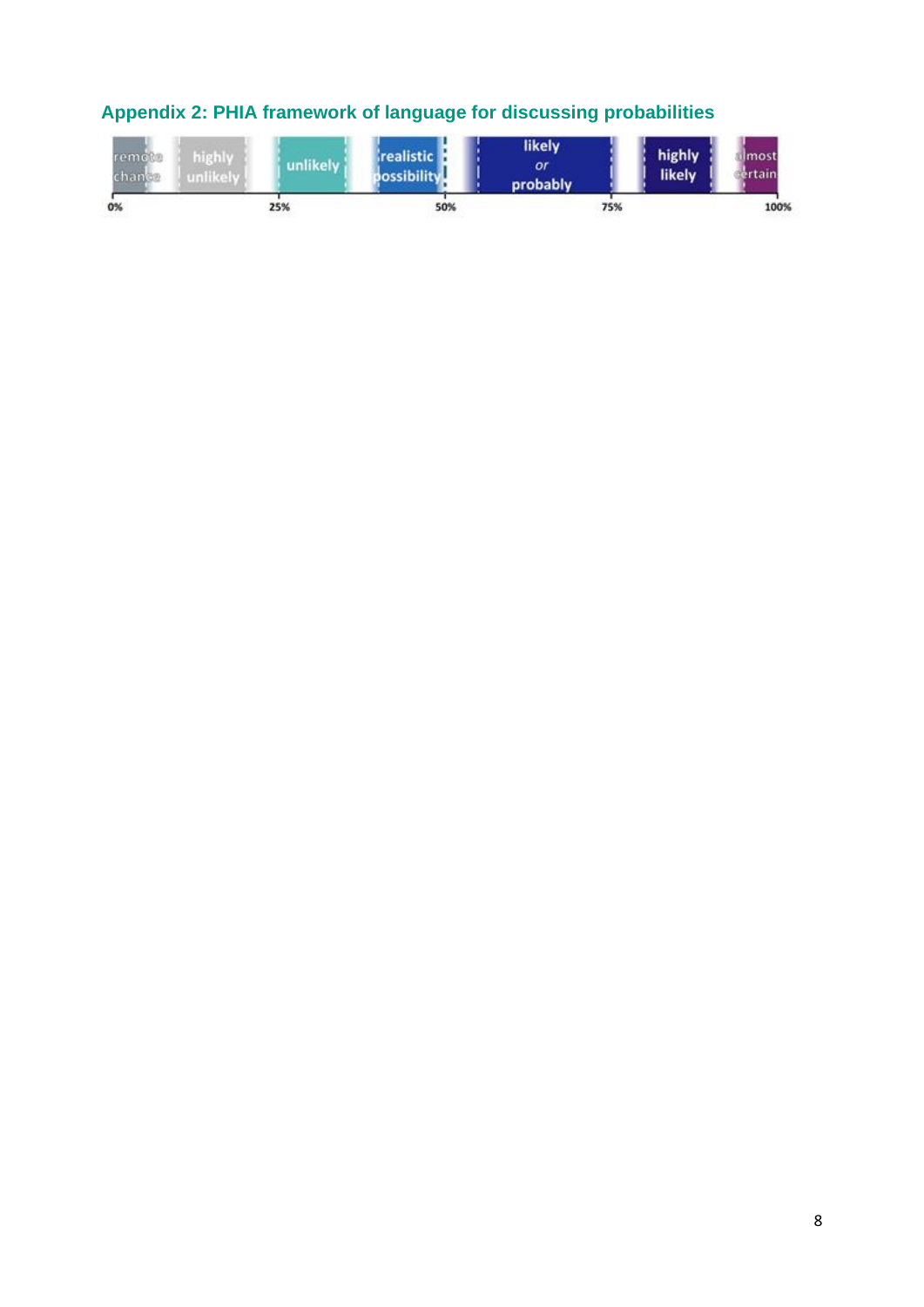## Appendix 2: PHIA framework of language for discussing probabilities

remote chance

highly unlikely

unlikely

realistic possibility

likely *or* probably

highly likely

almost certain

0%

25%

50%

75%

100%